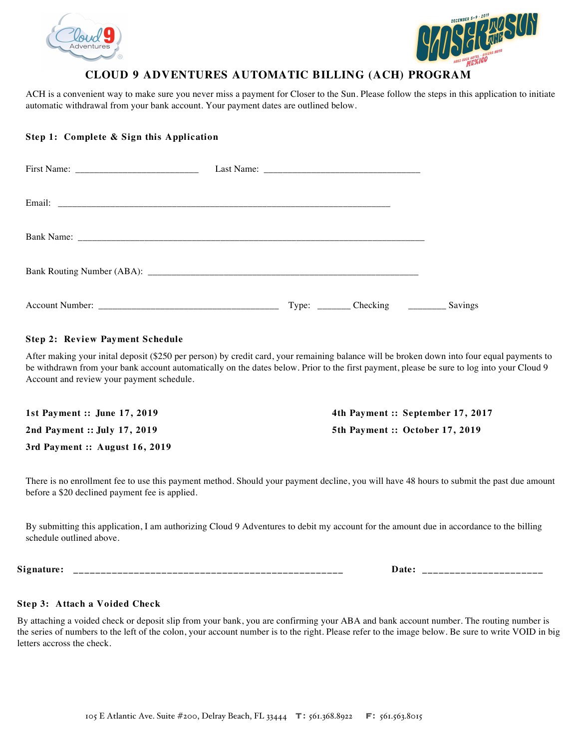# CLOUD 9 ADVENTURES AUTOMATIC BILLING (ACH) PROGRAM

ACH is a convenient way to make sure you never miss a payment for Closer to the Sun. Please follow the steps in this application to initiate automatic withdrawal from your bank account. Your payment dates are outlined below.

**Step 1: Complete & Sign this Application**

First Name: _________________________ Last Name: ________________________________

Email: ___________________________________________________________________________

Bank Name: _______________________________________________________________________

Bank Routing Number (ABA): _______________________________________________________

Account Number: _____________________________________ Type: _______ Checking ________ Savings

**Step 2: Review Payment Schedule**

After making your inital deposit ($250 per person) by credit card, your remaining balance will be broken down into four equal payments to be withdrawn from your bank account automatically on the dates below. Prior to the first payment, please be sure to log into your Cloud 9 Account and review your payment schedule.

**1st Payment :: June 17, 2019**

**2nd Payment :: July 17, 2019**

**3rd Payment :: August 16, 2019**

**4th Payment :: September 17, 2017**

**5th Payment :: October 17, 2019**

There is no enrollment fee to use this payment method. Should your payment decline, you will have 48 hours to submit the past due amount before a $20 declined payment fee is applied.

By submitting this application, I am authorizing Cloud 9 Adventures to debit my account for the amount due in accordance to the billing schedule outlined above.

**Signature:** _________________________________________________ **Date:** ______________________

**Step 3: Attach a Voided Check**

By attaching a voided check or deposit slip from your bank, you are confirming your ABA and bank account number. The routing number is the series of numbers to the left of the colon, your account number is to the right. Please refer to the image below. Be sure to write VOID in big letters accross the check.

105 E Atlantic Ave. Suite #200, Delray Beach, FL 33444 **T:** 561.368.8922 **F:** 561.563.8015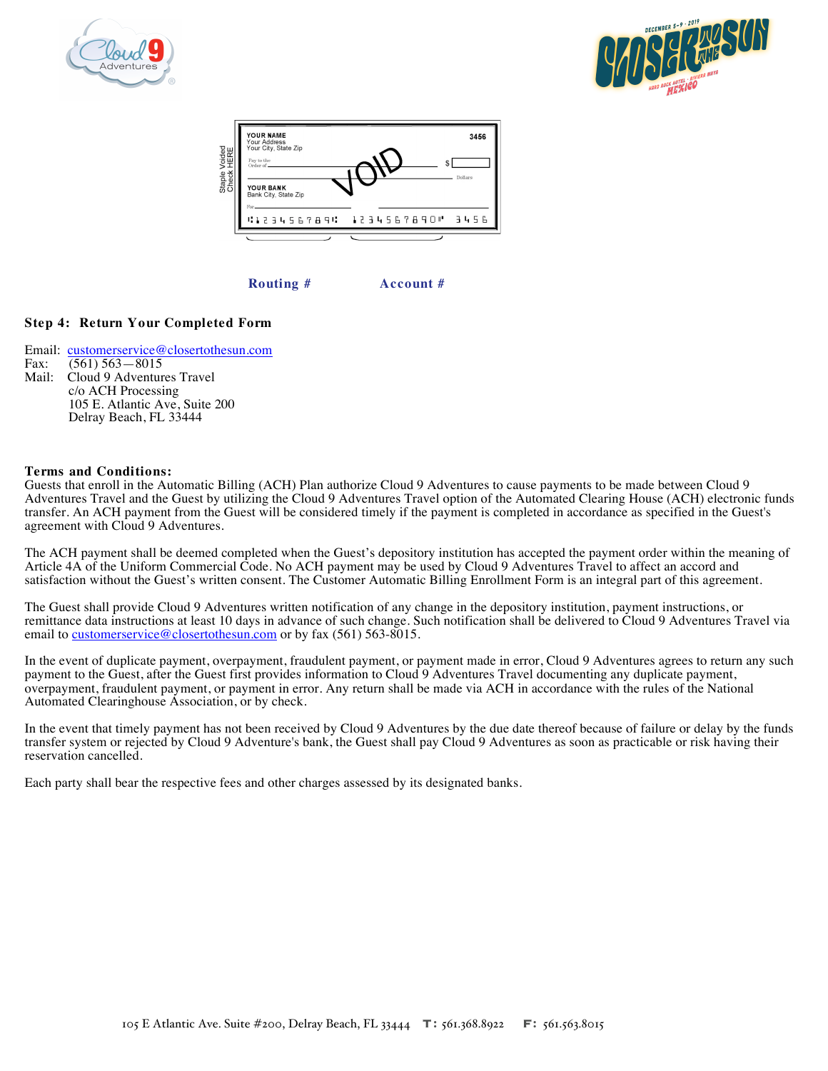Staple Voided Check HERE

YOUR NAME
Your Address
Your City, State Zip

3456

Pay to the Order of $

Dollars

YOUR BANK
Bank City, State Zip

VOID

⑆123456789⑆ 1234567890⑈ 3456

**Routing #** **Account #**

## Step 4: Return Your Completed Form

Email: customerservice@closertothesun.com
Fax: (561) 563—8015
Mail: Cloud 9 Adventures Travel
c/o ACH Processing
105 E. Atlantic Ave, Suite 200
Delray Beach, FL 33444

## Terms and Conditions:

Guests that enroll in the Automatic Billing (ACH) Plan authorize Cloud 9 Adventures to cause payments to be made between Cloud 9 Adventures Travel and the Guest by utilizing the Cloud 9 Adventures Travel option of the Automated Clearing House (ACH) electronic funds transfer. An ACH payment from the Guest will be considered timely if the payment is completed in accordance as specified in the Guest's agreement with Cloud 9 Adventures.

The ACH payment shall be deemed completed when the Guest's depository institution has accepted the payment order within the meaning of Article 4A of the Uniform Commercial Code. No ACH payment may be used by Cloud 9 Adventures Travel to affect an accord and satisfaction without the Guest's written consent. The Customer Automatic Billing Enrollment Form is an integral part of this agreement.

The Guest shall provide Cloud 9 Adventures written notification of any change in the depository institution, payment instructions, or remittance data instructions at least 10 days in advance of such change. Such notification shall be delivered to Cloud 9 Adventures Travel via email to customerservice@closertothesun.com or by fax (561) 563-8015.

In the event of duplicate payment, overpayment, fraudulent payment, or payment made in error, Cloud 9 Adventures agrees to return any such payment to the Guest, after the Guest first provides information to Cloud 9 Adventures Travel documenting any duplicate payment, overpayment, fraudulent payment, or payment in error. Any return shall be made via ACH in accordance with the rules of the National Automated Clearinghouse Association, or by check.

In the event that timely payment has not been received by Cloud 9 Adventures by the due date thereof because of failure or delay by the funds transfer system or rejected by Cloud 9 Adventure's bank, the Guest shall pay Cloud 9 Adventures as soon as practicable or risk having their reservation cancelled.

Each party shall bear the respective fees and other charges assessed by its designated banks.